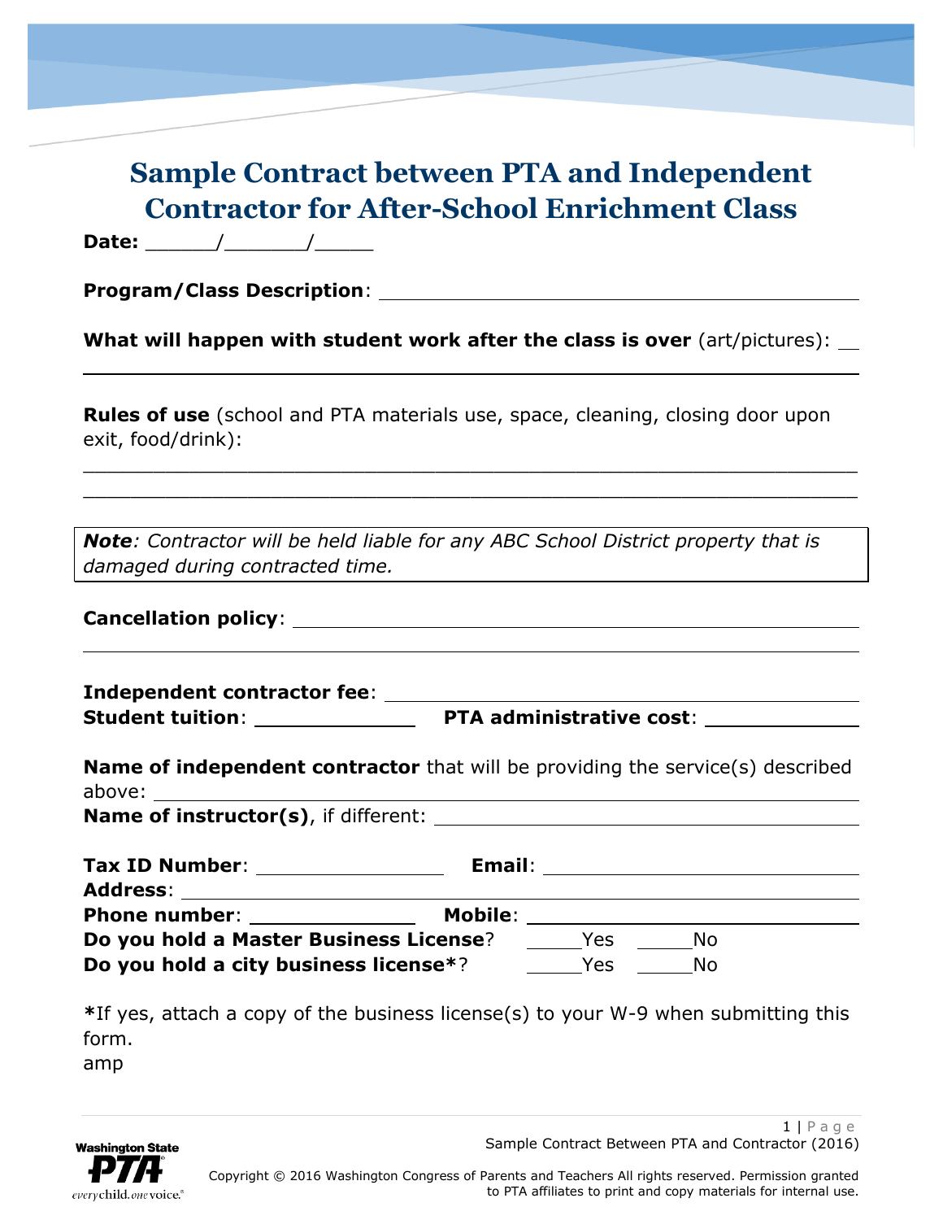# Sample Contract between PTA and Independent Contractor for After-School Enrichment Class

**Date:** ______/_______/_____

**Program/Class Description**: ____________________________________________

**What will happen with student work after the class is over** (art/pictures): __

_______________________________________________________________

**Rules of use** (school and PTA materials use, space, cleaning, closing door upon exit, food/drink):

_______________________________________________________________

_______________________________________________________________

> ***Note**: Contractor will be held liable for any ABC School District property that is damaged during contracted time.*

**Cancellation policy**: _________________________________________________

_______________________________________________________________

**Independent contractor fee**: ___________________________________________

**Student tuition**: _____________ **PTA administrative cost**: _____________

**Name of independent contractor** that will be providing the service(s) described above: ____________________________________________________________

**Name of instructor(s)**, if different: ___________________________________

**Tax ID Number**: ________________ **Email**: ____________________________

**Address**: __________________________________________________________

**Phone number**: ______________ **Mobile**: ______________________________

**Do you hold a Master Business License**? _____Yes _____No

**Do you hold a city business license***? _____Yes _____No

***If yes, attach a copy of the business license(s) to your W-9 when submitting this form.

amp

Copyright © 2016 Washington Congress of Parents and Teachers All rights reserved. Permission granted to PTA affiliates to print and copy materials for internal use.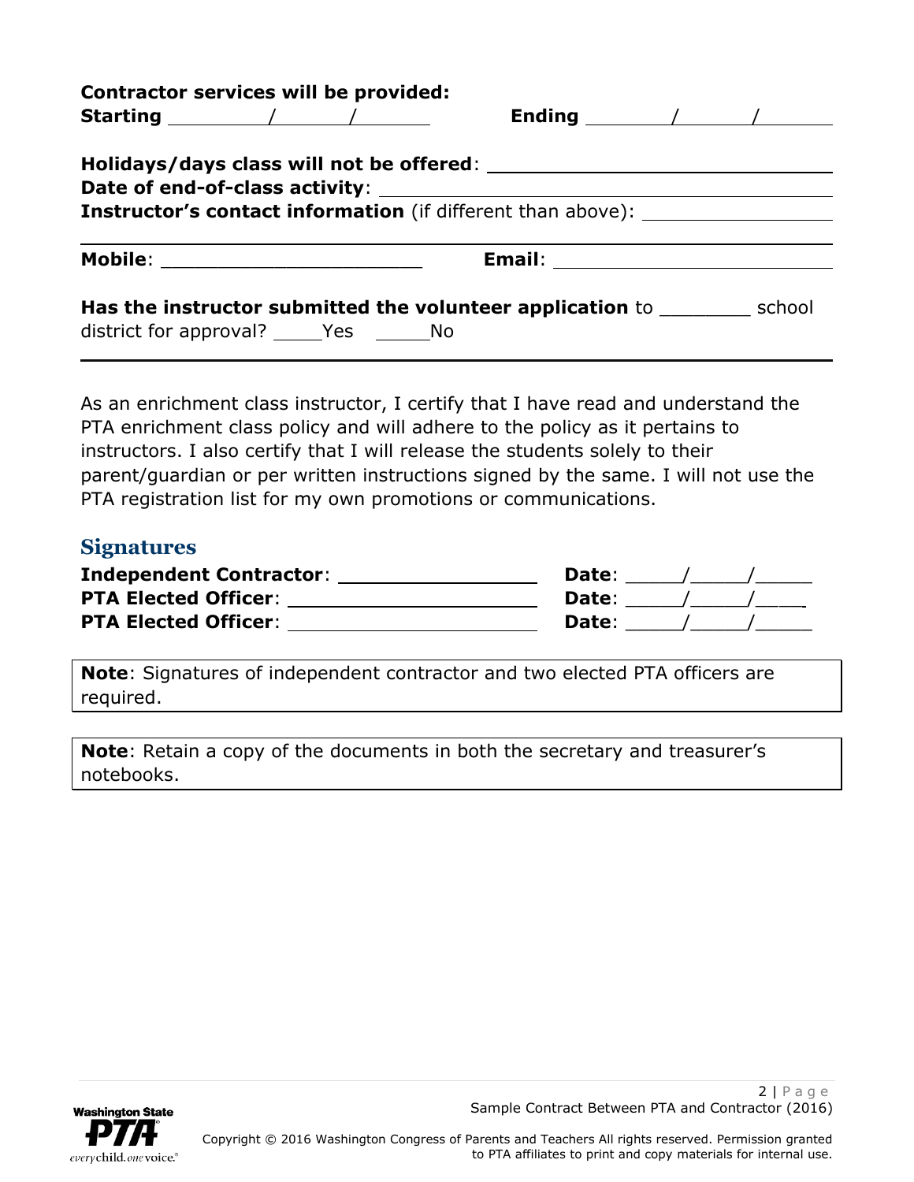**Contractor services will be provided:**
**Starting** _____/_____/_____ **Ending** _____/_____/_____

**Holidays/days class will not be offered**: ______________________________
**Date of end-of-class activity**: ______________________________
**Instructor's contact information** (if different than above): ______________________________

______________________________________________________________

**Mobile**: ______________________ **Email**: ______________________

**Has the instructor submitted the volunteer application** to ________ school district for approval? _____Yes _____No

---

As an enrichment class instructor, I certify that I have read and understand the PTA enrichment class policy and will adhere to the policy as it pertains to instructors. I also certify that I will release the students solely to their parent/guardian or per written instructions signed by the same. I will not use the PTA registration list for my own promotions or communications.

## Signatures

**Independent Contractor**: ______________________ **Date**: _____/_____/_____
**PTA Elected Officer**: ______________________ **Date**: _____/_____/_____
**PTA Elected Officer**: ______________________ **Date**: _____/_____/_____

**Note**: Signatures of independent contractor and two elected PTA officers are required.

**Note**: Retain a copy of the documents in both the secretary and treasurer's notebooks.